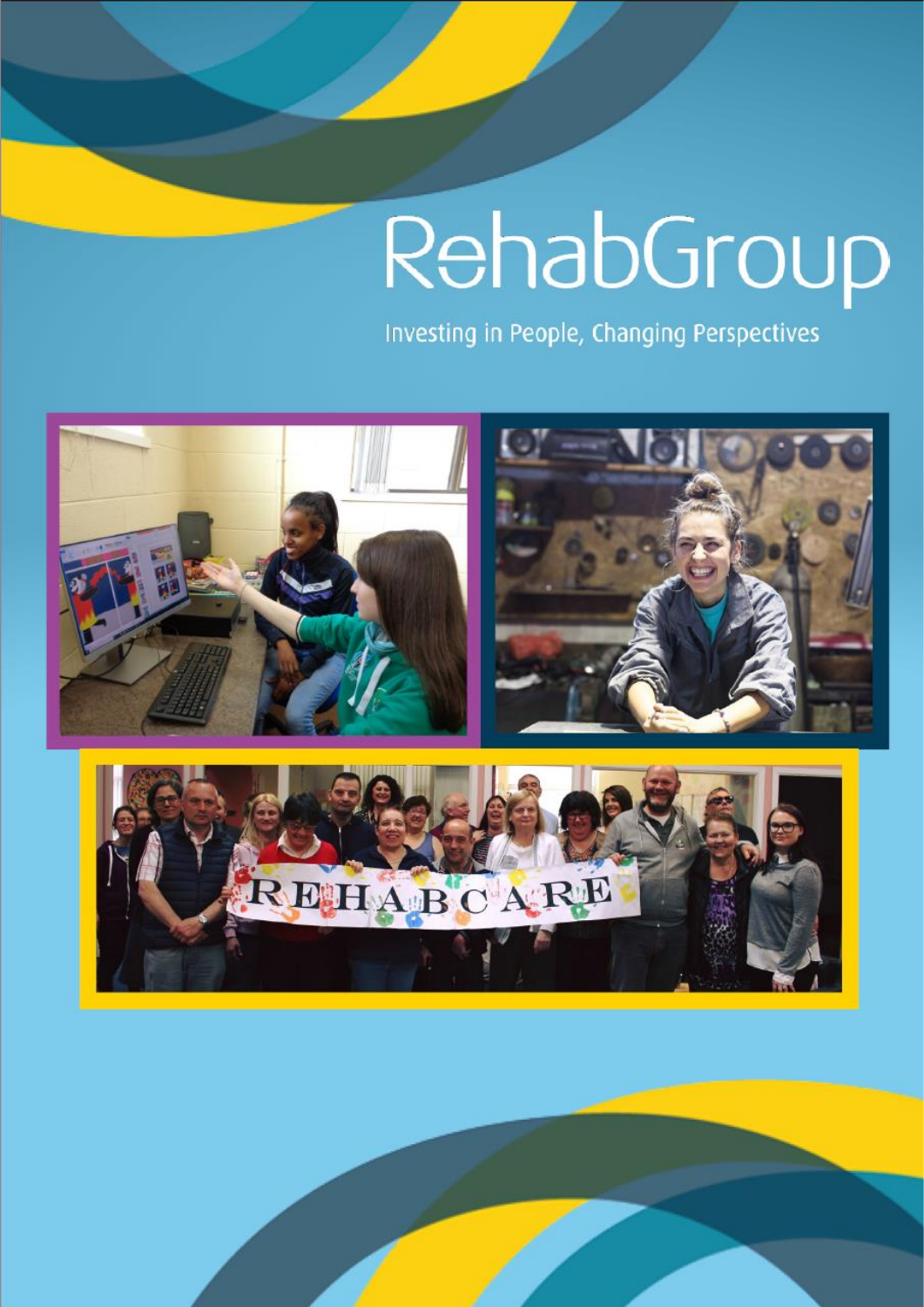# RehabGroup

Investing in People, Changing Perspectives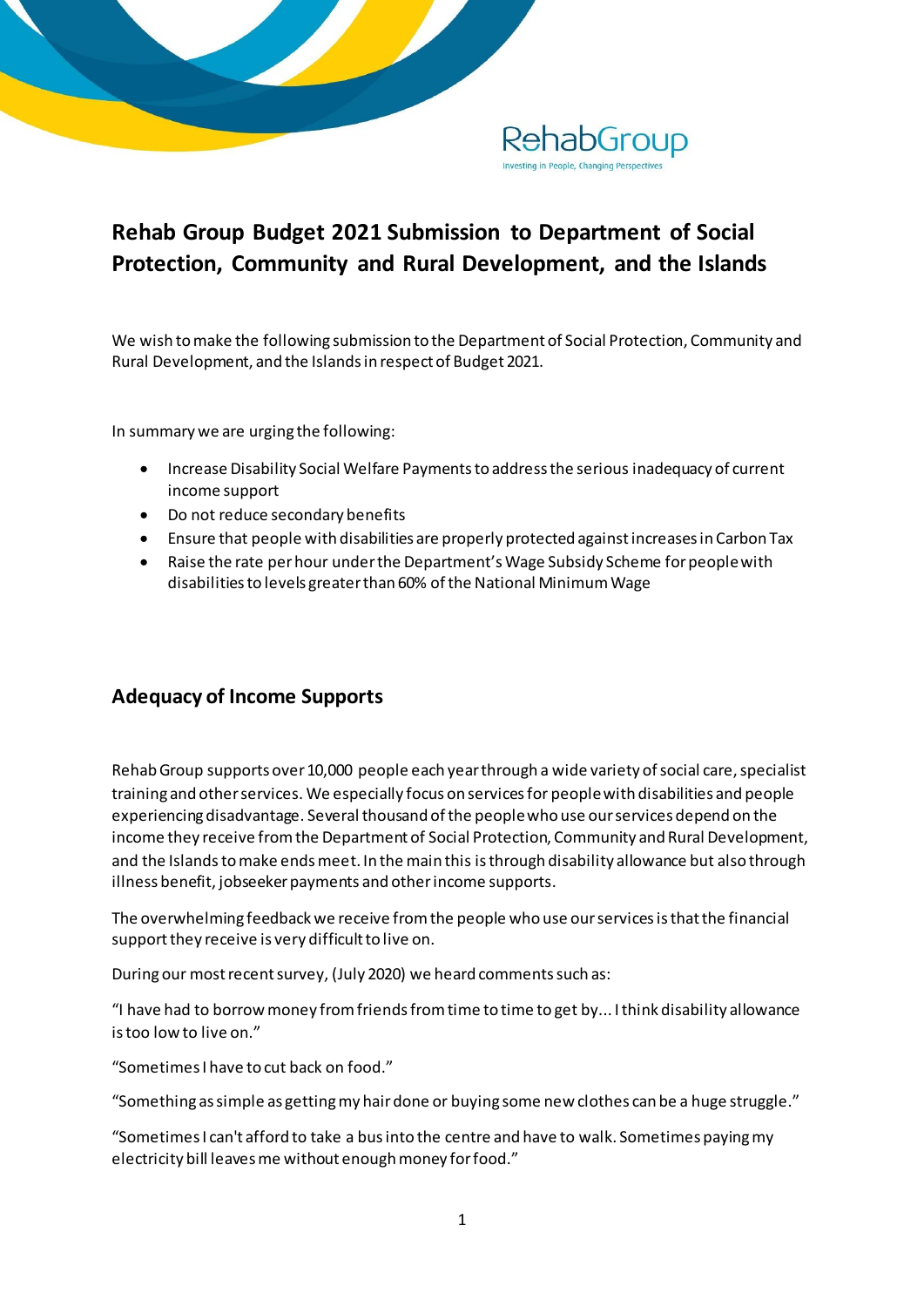# Rehab Group Budget 2021 Submission to Department of Social Protection, Community and Rural Development, and the Islands

We wish to make the following submission to the Department of Social Protection, Community and Rural Development, and the Islands in respect of Budget 2021.

In summary we are urging the following:

- Increase Disability Social Welfare Payments to address the serious inadequacy of current income support
- Do not reduce secondary benefits
- Ensure that people with disabilities are properly protected against increases in Carbon Tax
- Raise the rate per hour under the Department's Wage Subsidy Scheme for people with disabilities to levels greater than 60% of the National Minimum Wage

## Adequacy of Income Supports

Rehab Group supports over 10,000 people each year through a wide variety of social care, specialist training and other services. We especially focus on services for people with disabilities and people experiencing disadvantage. Several thousand of the people who use our services depend on the income they receive from the Department of Social Protection, Community and Rural Development, and the Islands to make ends meet. In the main this is through disability allowance but also through illness benefit, jobseeker payments and other income supports.

The overwhelming feedback we receive from the people who use our services is that the financial support they receive is very difficult to live on.

During our most recent survey, (July 2020) we heard comments such as:

"I have had to borrow money from friends from time to time to get by... I think disability allowance is too low to live on."

"Sometimes I have to cut back on food."

"Something as simple as getting my hair done or buying some new clothes can be a huge struggle."

"Sometimes I can't afford to take a bus into the centre and have to walk. Sometimes paying my electricity bill leaves me without enough money for food."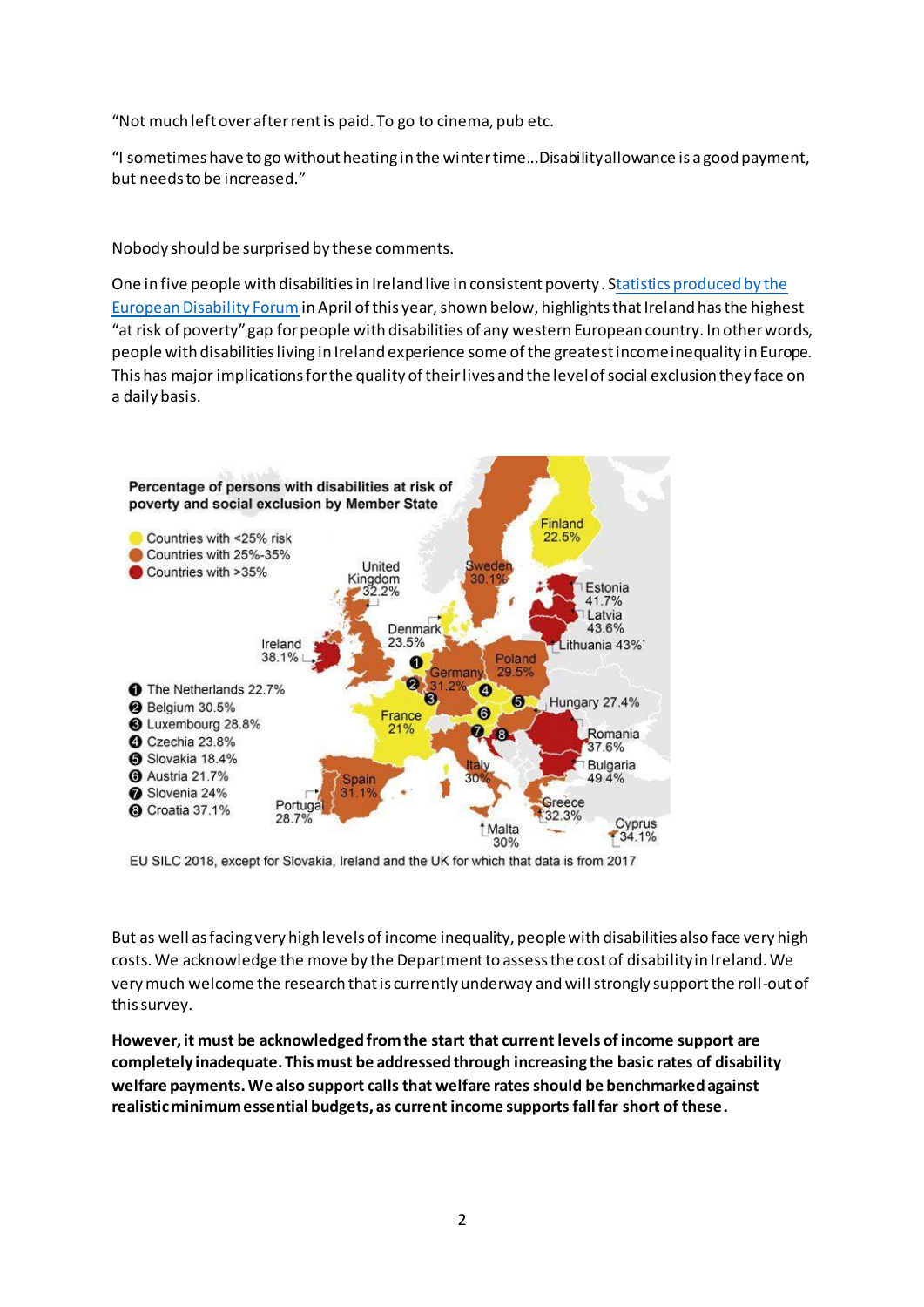"Not much left over after rent is paid. To go to cinema, pub etc.

"I sometimes have to go without heating in the winter time...Disability allowance is a good payment, but needs to be increased."

Nobody should be surprised by these comments.

One in five people with disabilities in Ireland live in consistent poverty. Statistics produced by the European Disability Forum in April of this year, shown below, highlights that Ireland has the highest "at risk of poverty" gap for people with disabilities of any western European country. In other words, people with disabilities living in Ireland experience some of the greatest income inequality in Europe. This has major implications for the quality of their lives and the level of social exclusion they face on a daily basis.

**Percentage of persons with disabilities at risk of poverty and social exclusion by Member State**

EU SILC 2018, except for Slovakia, Ireland and the UK for which that data is from 2017

But as well as facing very high levels of income inequality, people with disabilities also face very high costs. We acknowledge the move by the Department to assess the cost of disability in Ireland. We very much welcome the research that is currently underway and will strongly support the roll-out of this survey.

**However, it must be acknowledged from the start that current levels of income support are completely inadequate. This must be addressed through increasing the basic rates of disability welfare payments. We also support calls that welfare rates should be benchmarked against realistic minimum essential budgets, as current income supports fall far short of these.**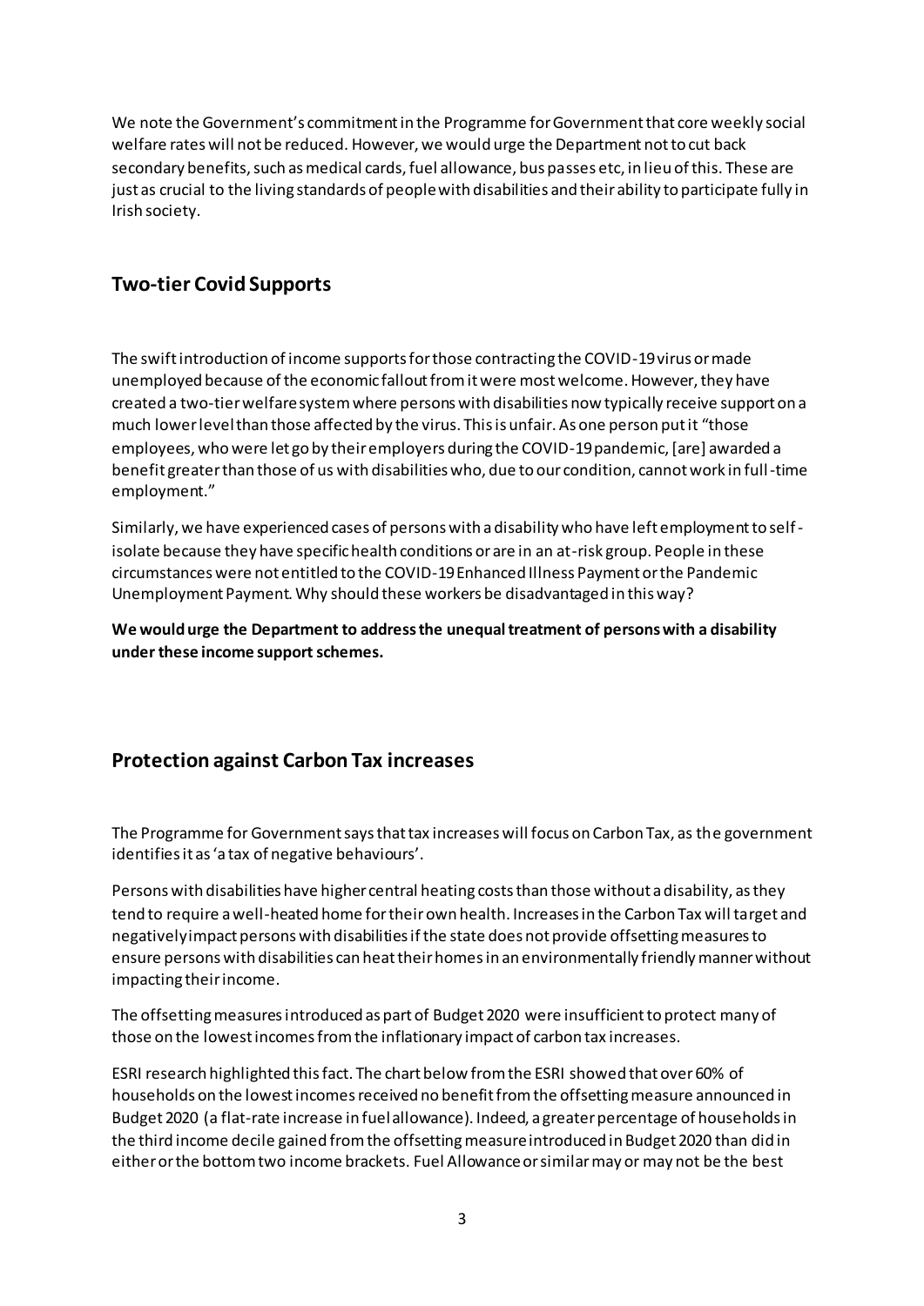We note the Government's commitment in the Programme for Government that core weekly social welfare rates will not be reduced. However, we would urge the Department not to cut back secondary benefits, such as medical cards, fuel allowance, bus passes etc, in lieu of this. These are just as crucial to the living standards of people with disabilities and their ability to participate fully in Irish society.

## Two-tier Covid Supports

The swift introduction of income supports for those contracting the COVID-19 virus or made unemployed because of the economic fallout from it were most welcome. However, they have created a two-tier welfare system where persons with disabilities now typically receive support on a much lower level than those affected by the virus. This is unfair. As one person put it "those employees, who were let go by their employers during the COVID-19 pandemic, [are] awarded a benefit greater than those of us with disabilities who, due to our condition, cannot work in full-time employment."

Similarly, we have experienced cases of persons with a disability who have left employment to self-isolate because they have specific health conditions or are in an at-risk group. People in these circumstances were not entitled to the COVID-19 Enhanced Illness Payment or the Pandemic Unemployment Payment. Why should these workers be disadvantaged in this way?

**We would urge the Department to address the unequal treatment of persons with a disability under these income support schemes.**

## Protection against Carbon Tax increases

The Programme for Government says that tax increases will focus on Carbon Tax, as the government identifies it as 'a tax of negative behaviours'.

Persons with disabilities have higher central heating costs than those without a disability, as they tend to require a well-heated home for their own health. Increases in the Carbon Tax will target and negatively impact persons with disabilities if the state does not provide offsetting measures to ensure persons with disabilities can heat their homes in an environmentally friendly manner without impacting their income.

The offsetting measures introduced as part of Budget 2020 were insufficient to protect many of those on the lowest incomes from the inflationary impact of carbon tax increases.

ESRI research highlighted this fact. The chart below from the ESRI showed that over 60% of households on the lowest incomes received no benefit from the offsetting measure announced in Budget 2020 (a flat-rate increase in fuel allowance). Indeed, a greater percentage of households in the third income decile gained from the offsetting measure introduced in Budget 2020 than did in either or the bottom two income brackets. Fuel Allowance or similar may or may not be the best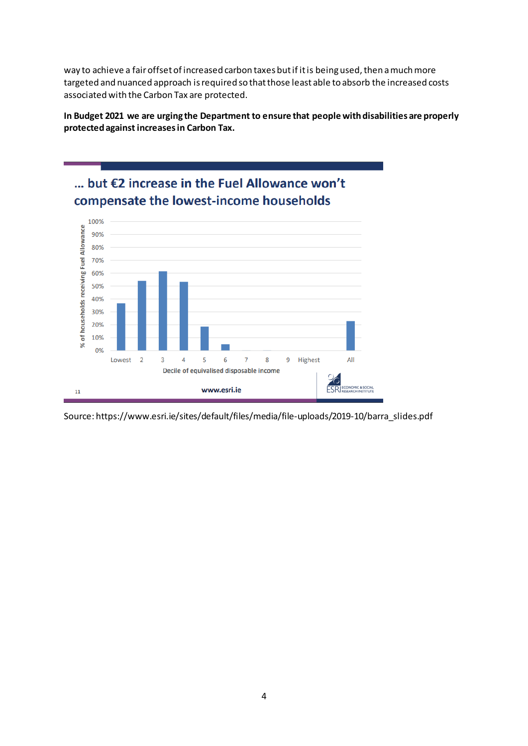way to achieve a fair offset of increased carbon taxes but if it is being used, then a much more targeted and nuanced approach is required so that those least able to absorb the increased costs associated with the Carbon Tax are protected.

**In Budget 2021 we are urging the Department to ensure that people with disabilities are properly protected against increases in Carbon Tax.**

... but €2 increase in the Fuel Allowance won't compensate the lowest-income households

| Decile of equivalised disposable income | % of households receiving Fuel Allowance |
|---|---|
| Lowest | ~37% |
| 2 | ~54% |
| 3 | ~61% |
| 4 | ~53% |
| 5 | ~19% |
| 6 | ~5% |
| 7 | ~0% |
| 8 | ~0% |
| 9 | ~0% |
| Highest | ~0% |
| All | ~23% |

11 www.esri.ie ESRI ECONOMIC & SOCIAL RESEARCH INSTITUTE

Source: https://www.esri.ie/sites/default/files/media/file-uploads/2019-10/barra_slides.pdf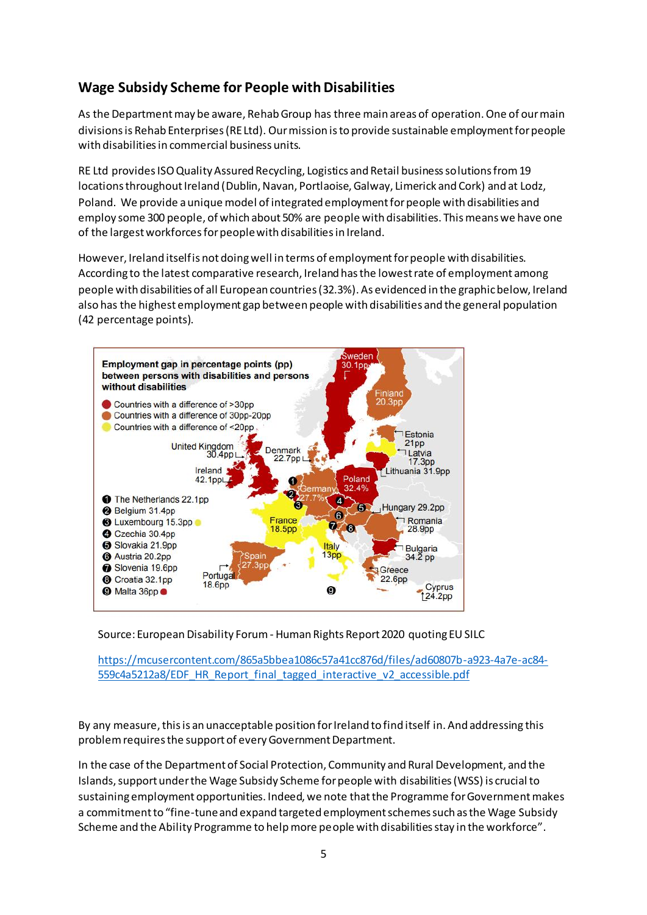## Wage Subsidy Scheme for People with Disabilities

As the Department may be aware, Rehab Group has three main areas of operation. One of our main divisions is Rehab Enterprises (RE Ltd). Our mission is to provide sustainable employment for people with disabilities in commercial business units.

RE Ltd provides ISO Quality Assured Recycling, Logistics and Retail business solutions from 19 locations throughout Ireland (Dublin, Navan, Portlaoise, Galway, Limerick and Cork) and at Lodz, Poland. We provide a unique model of integrated employment for people with disabilities and employ some 300 people, of which about 50% are people with disabilities. This means we have one of the largest workforces for people with disabilities in Ireland.

However, Ireland itself is not doing well in terms of employment for people with disabilities. According to the latest comparative research, Ireland has the lowest rate of employment among people with disabilities of all European countries (32.3%). As evidenced in the graphic below, Ireland also has the highest employment gap between people with disabilities and the general population (42 percentage points).

Source: European Disability Forum - Human Rights Report 2020 quoting EU SILC

https://mcusercontent.com/865a5bbea1086c57a41cc876d/files/ad60807b-a923-4a7e-ac84-559c4a5212a8/EDF_HR_Report_final_tagged_interactive_v2_accessible.pdf

By any measure, this is an unacceptable position for Ireland to find itself in. And addressing this problem requires the support of every Government Department.

In the case of the Department of Social Protection, Community and Rural Development, and the Islands, support under the Wage Subsidy Scheme for people with disabilities (WSS) is crucial to sustaining employment opportunities. Indeed, we note that the Programme for Government makes a commitment to "fine-tune and expand targeted employment schemes such as the Wage Subsidy Scheme and the Ability Programme to help more people with disabilities stay in the workforce".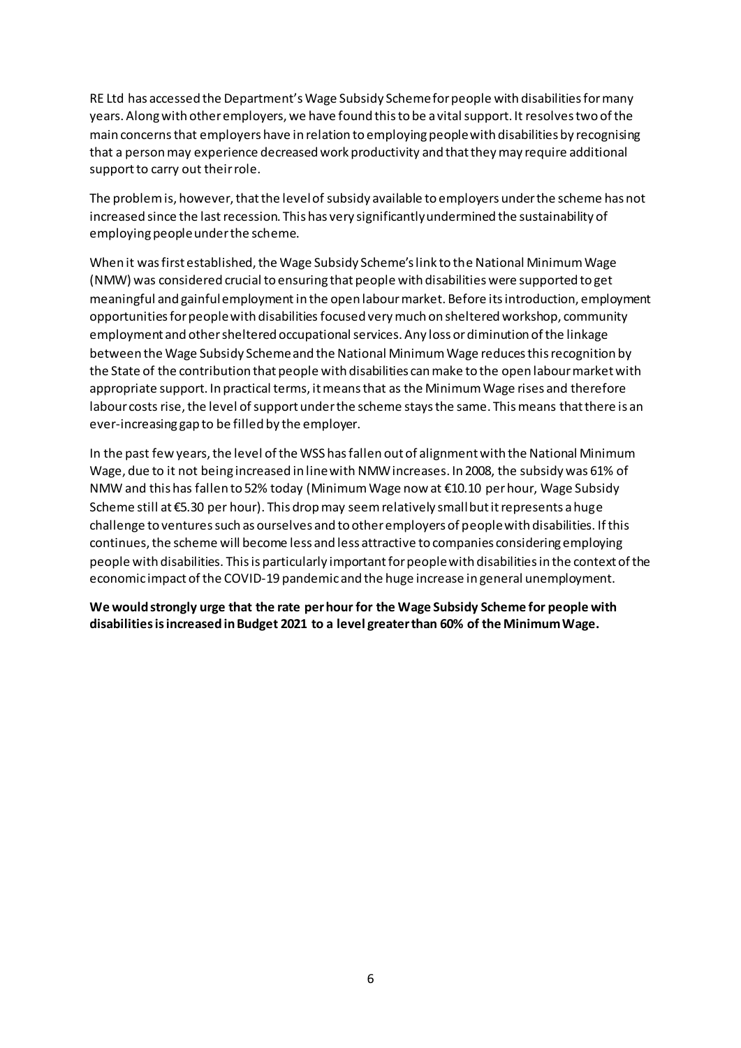RE Ltd has accessed the Department's Wage Subsidy Scheme for people with disabilities for many years. Along with other employers, we have found this to be a vital support. It resolves two of the main concerns that employers have in relation to employing people with disabilities by recognising that a person may experience decreased work productivity and that they may require additional support to carry out their role.

The problem is, however, that the level of subsidy available to employers under the scheme has not increased since the last recession. This has very significantly undermined the sustainability of employing people under the scheme.

When it was first established, the Wage Subsidy Scheme's link to the National Minimum Wage (NMW) was considered crucial to ensuring that people with disabilities were supported to get meaningful and gainful employment in the open labour market. Before its introduction, employment opportunities for people with disabilities focused very much on sheltered workshop, community employment and other sheltered occupational services. Any loss or diminution of the linkage between the Wage Subsidy Scheme and the National Minimum Wage reduces this recognition by the State of the contribution that people with disabilities can make to the open labour market with appropriate support. In practical terms, it means that as the Minimum Wage rises and therefore labour costs rise, the level of support under the scheme stays the same. This means that there is an ever-increasing gap to be filled by the employer.

In the past few years, the level of the WSS has fallen out of alignment with the National Minimum Wage, due to it not being increased in line with NMW increases. In 2008, the subsidy was 61% of NMW and this has fallen to 52% today (Minimum Wage now at €10.10 per hour, Wage Subsidy Scheme still at €5.30 per hour). This drop may seem relatively small but it represents a huge challenge to ventures such as ourselves and to other employers of people with disabilities. If this continues, the scheme will become less and less attractive to companies considering employing people with disabilities. This is particularly important for people with disabilities in the context of the economic impact of the COVID-19 pandemic and the huge increase in general unemployment.

**We would strongly urge that the rate per hour for the Wage Subsidy Scheme for people with disabilities is increased in Budget 2021 to a level greater than 60% of the Minimum Wage.**